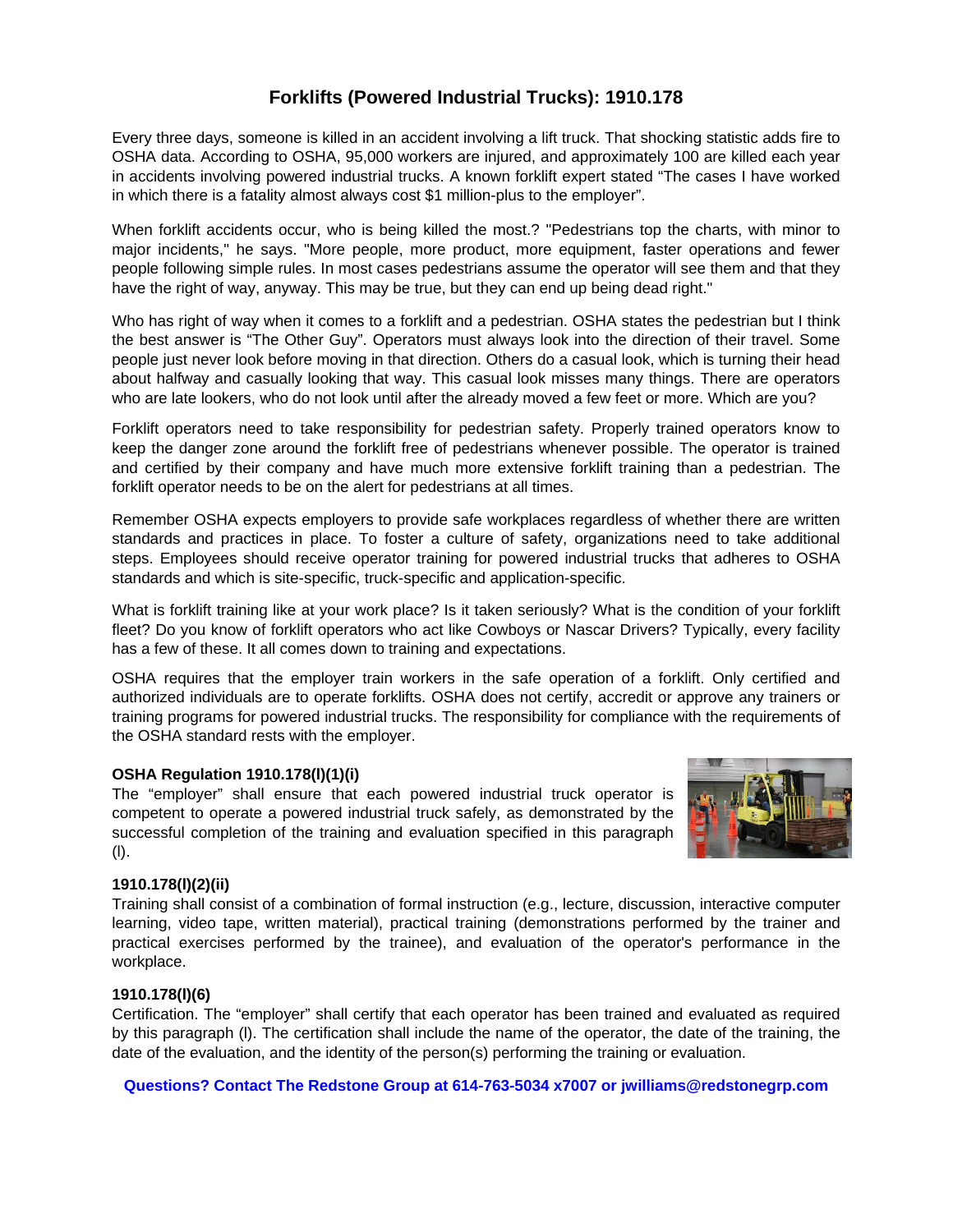# Forklifts (Powered Industrial Trucks): 1910.178

Every three days, someone is killed in an accident involving a lift truck. That shocking statistic adds fire to OSHA data. According to OSHA, 95,000 workers are injured, and approximately 100 are killed each year in accidents involving powered industrial trucks. A known forklift expert stated "The cases I have worked in which there is a fatality almost always cost $1 million-plus to the employer".

When forklift accidents occur, who is being killed the most.? "Pedestrians top the charts, with minor to major incidents," he says. "More people, more product, more equipment, faster operations and fewer people following simple rules. In most cases pedestrians assume the operator will see them and that they have the right of way, anyway. This may be true, but they can end up being dead right."

Who has right of way when it comes to a forklift and a pedestrian. OSHA states the pedestrian but I think the best answer is "The Other Guy". Operators must always look into the direction of their travel. Some people just never look before moving in that direction. Others do a casual look, which is turning their head about halfway and casually looking that way. This casual look misses many things. There are operators who are late lookers, who do not look until after the already moved a few feet or more. Which are you?

Forklift operators need to take responsibility for pedestrian safety. Properly trained operators know to keep the danger zone around the forklift free of pedestrians whenever possible. The operator is trained and certified by their company and have much more extensive forklift training than a pedestrian. The forklift operator needs to be on the alert for pedestrians at all times.

Remember OSHA expects employers to provide safe workplaces regardless of whether there are written standards and practices in place. To foster a culture of safety, organizations need to take additional steps. Employees should receive operator training for powered industrial trucks that adheres to OSHA standards and which is site-specific, truck-specific and application-specific.

What is forklift training like at your work place? Is it taken seriously? What is the condition of your forklift fleet? Do you know of forklift operators who act like Cowboys or Nascar Drivers? Typically, every facility has a few of these. It all comes down to training and expectations.

OSHA requires that the employer train workers in the safe operation of a forklift. Only certified and authorized individuals are to operate forklifts. OSHA does not certify, accredit or approve any trainers or training programs for powered industrial trucks. The responsibility for compliance with the requirements of the OSHA standard rests with the employer.

**OSHA Regulation 1910.178(l)(1)(i)**

The "employer" shall ensure that each powered industrial truck operator is competent to operate a powered industrial truck safely, as demonstrated by the successful completion of the training and evaluation specified in this paragraph (l).

**1910.178(l)(2)(ii)**

Training shall consist of a combination of formal instruction (e.g., lecture, discussion, interactive computer learning, video tape, written material), practical training (demonstrations performed by the trainer and practical exercises performed by the trainee), and evaluation of the operator's performance in the workplace.

**1910.178(l)(6)**

Certification. The "employer" shall certify that each operator has been trained and evaluated as required by this paragraph (l). The certification shall include the name of the operator, the date of the training, the date of the evaluation, and the identity of the person(s) performing the training or evaluation.

**Questions? Contact The Redstone Group at 614-763-5034 x7007 or jwilliams@redstonegrp.com**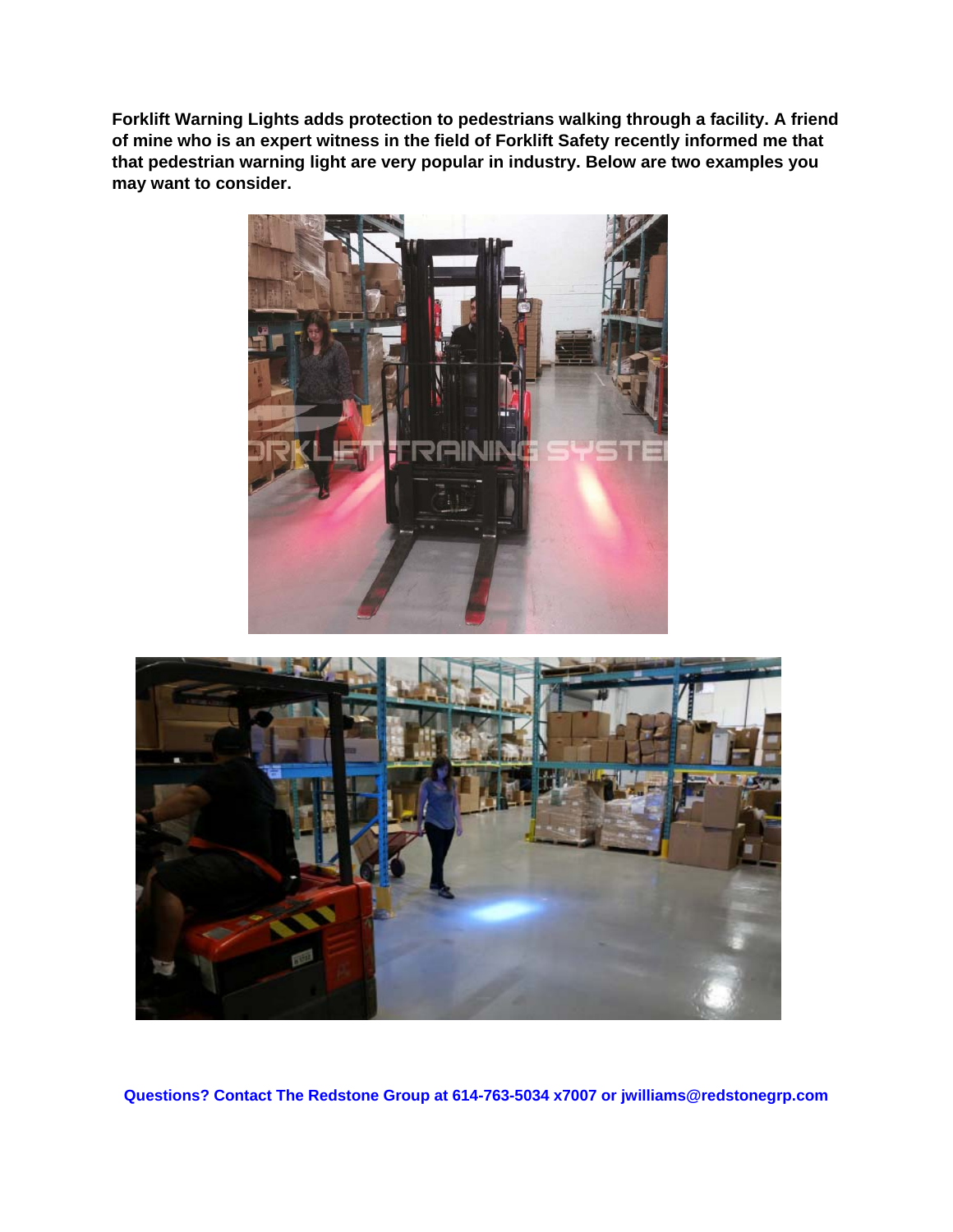**Forklift Warning Lights adds protection to pedestrians walking through a facility. A friend of mine who is an expert witness in the field of Forklift Safety recently informed me that that pedestrian warning light are very popular in industry. Below are two examples you may want to consider.**

**Questions? Contact The Redstone Group at 614-763-5034 x7007 or jwilliams@redstonegrp.com**